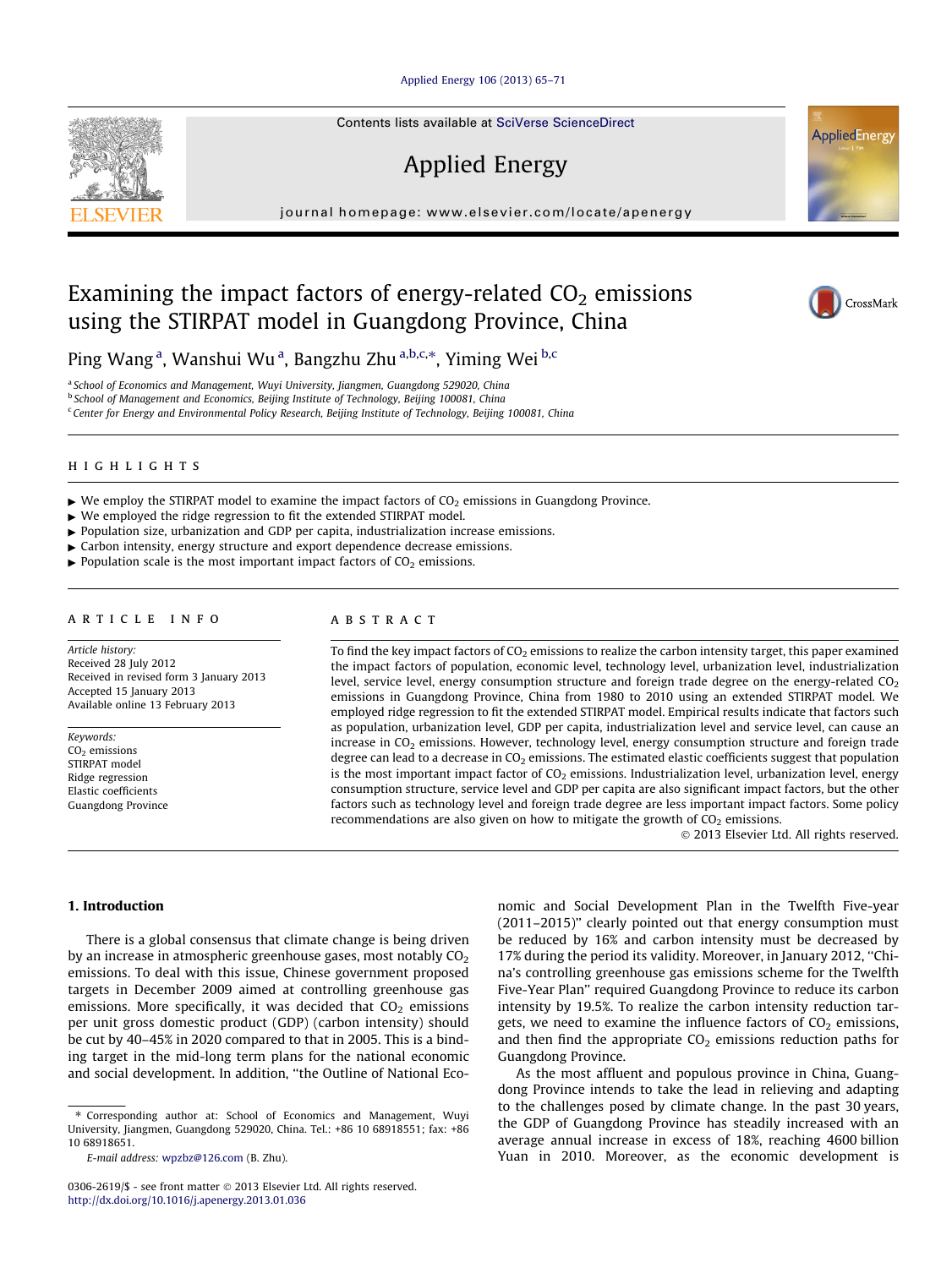Contents lists available at SciVerse ScienceDirect

# Applied Energy

journal homepage: www.elsevier.com/locate/apenergy

# Examining the impact factors of energy-related $CO_2$ emissions using the STIRPAT model in Guangdong Province, China

Ping Wang [a], Wanshui Wu [a], Bangzhu Zhu [a,b,c,*], Yiming Wei [b,c]

[a] School of Economics and Management, Wuyi University, Jiangmen, Guangdong 529020, China
[b] School of Management and Economics, Beijing Institute of Technology, Beijing 100081, China
[c] Center for Energy and Environmental Policy Research, Beijing Institute of Technology, Beijing 100081, China

## HIGHLIGHTS

- ▶ We employ the STIRPAT model to examine the impact factors of $CO_2$ emissions in Guangdong Province.
- ▶ We employed the ridge regression to fit the extended STIRPAT model.
- ▶ Population size, urbanization and GDP per capita, industrialization increase emissions.
- ▶ Carbon intensity, energy structure and export dependence decrease emissions.
- ▶ Population scale is the most important impact factors of $CO_2$ emissions.

## ARTICLE INFO

*Article history:*
Received 28 July 2012
Received in revised form 3 January 2013
Accepted 15 January 2013
Available online 13 February 2013

*Keywords:*
$CO_2$ emissions
STIRPAT model
Ridge regression
Elastic coefficients
Guangdong Province

## ABSTRACT

To find the key impact factors of $CO_2$ emissions to realize the carbon intensity target, this paper examined the impact factors of population, economic level, technology level, urbanization level, industrialization level, service level, energy consumption structure and foreign trade degree on the energy-related $CO_2$ emissions in Guangdong Province, China from 1980 to 2010 using an extended STIRPAT model. We employed ridge regression to fit the extended STIRPAT model. Empirical results indicate that factors such as population, urbanization level, GDP per capita, industrialization level and service level, can cause an increase in $CO_2$ emissions. However, technology level, energy consumption structure and foreign trade degree can lead to a decrease in $CO_2$ emissions. The estimated elastic coefficients suggest that population is the most important impact factor of $CO_2$ emissions. Industrialization level, urbanization level, energy consumption structure, service level and GDP per capita are also significant impact factors, but the other factors such as technology level and foreign trade degree are less important impact factors. Some policy recommendations are also given on how to mitigate the growth of $CO_2$ emissions.

© 2013 Elsevier Ltd. All rights reserved.

## 1. Introduction

There is a global consensus that climate change is being driven by an increase in atmospheric greenhouse gases, most notably $CO_2$ emissions. To deal with this issue, Chinese government proposed targets in December 2009 aimed at controlling greenhouse gas emissions. More specifically, it was decided that $CO_2$ emissions per unit gross domestic product (GDP) (carbon intensity) should be cut by 40–45% in 2020 compared to that in 2005. This is a binding target in the mid-long term plans for the national economic and social development. In addition, "the Outline of National Economic and Social Development Plan in the Twelfth Five-year (2011–2015)" clearly pointed out that energy consumption must be reduced by 16% and carbon intensity must be decreased by 17% during the period its validity. Moreover, in January 2012, "China's controlling greenhouse gas emissions scheme for the Twelfth Five-Year Plan" required Guangdong Province to reduce its carbon intensity by 19.5%. To realize the carbon intensity reduction targets, we need to examine the influence factors of $CO_2$ emissions, and then find the appropriate $CO_2$ emissions reduction paths for Guangdong Province.

As the most affluent and populous province in China, Guangdong Province intends to take the lead in relieving and adapting to the challenges posed by climate change. In the past 30 years, the GDP of Guangdong Province has steadily increased with an average annual increase in excess of 18%, reaching 4600 billion Yuan in 2010. Moreover, as the economic development is

\* Corresponding author at: School of Economics and Management, Wuyi University, Jiangmen, Guangdong 529020, China. Tel.: +86 10 68918551; fax: +86 10 68918651.

*E-mail address:* wpzbz@126.com (B. Zhu).

0306-2619/$ - see front matter © 2013 Elsevier Ltd. All rights reserved.
http://dx.doi.org/10.1016/j.apenergy.2013.01.036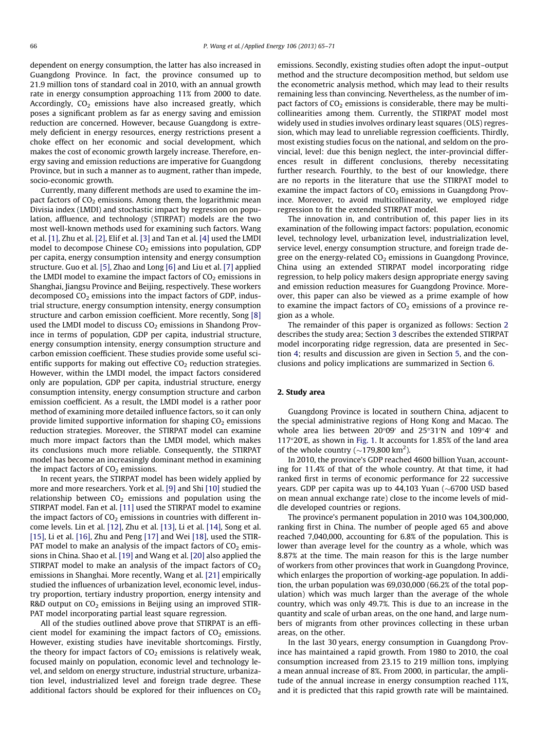dependent on energy consumption, the latter has also increased in Guangdong Province. In fact, the province consumed up to 21.9 million tons of standard coal in 2010, with an annual growth rate in energy consumption approaching 11% from 2000 to date. Accordingly, $CO_2$ emissions have also increased greatly, which poses a significant problem as far as energy saving and emission reduction are concerned. However, because Guangdong is extremely deficient in energy resources, energy restrictions present a choke effect on her economic and social development, which makes the cost of economic growth largely increase. Therefore, energy saving and emission reductions are imperative for Guangdong Province, but in such a manner as to augment, rather than impede, socio-economic growth.

Currently, many different methods are used to examine the impact factors of $CO_2$ emissions. Among them, the logarithmic mean Divisia index (LMDI) and stochastic impact by regression on population, affluence, and technology (STIRPAT) models are the two most well-known methods used for examining such factors. Wang et al. [1], Zhu et al. [2], Elif et al. [3] and Tan et al. [4] used the LMDI model to decompose Chinese $CO_2$ emissions into population, GDP per capita, energy consumption intensity and energy consumption structure. Guo et al. [5], Zhao and Long [6] and Liu et al. [7] applied the LMDI model to examine the impact factors of $CO_2$ emissions in Shanghai, Jiangsu Province and Beijing, respectively. These workers decomposed $CO_2$ emissions into the impact factors of GDP, industrial structure, energy consumption intensity, energy consumption structure and carbon emission coefficient. More recently, Song [8] used the LMDI model to discuss $CO_2$ emissions in Shandong Province in terms of population, GDP per capita, industrial structure, energy consumption intensity, energy consumption structure and carbon emission coefficient. These studies provide some useful scientific supports for making out effective $CO_2$ reduction strategies. However, within the LMDI model, the impact factors considered only are population, GDP per capita, industrial structure, energy consumption intensity, energy consumption structure and carbon emission coefficient. As a result, the LMDI model is a rather poor method of examining more detailed influence factors, so it can only provide limited supportive information for shaping $CO_2$ emissions reduction strategies. Moreover, the STIRPAT model can examine much more impact factors than the LMDI model, which makes its conclusions much more reliable. Consequently, the STIRPAT model has become an increasingly dominant method in examining the impact factors of $CO_2$ emissions.

In recent years, the STIRPAT model has been widely applied by more and more researchers. York et al. [9] and Shi [10] studied the relationship between $CO_2$ emissions and population using the STIRPAT model. Fan et al. [11] used the STIRPAT model to examine the impact factors of $CO_2$ emissions in countries with different income levels. Lin et al. [12], Zhu et al. [13], Li et al. [14], Song et al. [15], Li et al. [16], Zhu and Peng [17] and Wei [18], used the STIRPAT model to make an analysis of the impact factors of $CO_2$ emissions in China. Shao et al. [19] and Wang et al. [20] also applied the STIRPAT model to make an analysis of the impact factors of $CO_2$ emissions in Shanghai. More recently, Wang et al. [21] empirically studied the influences of urbanization level, economic level, industry proportion, tertiary industry proportion, energy intensity and R&D output on $CO_2$ emissions in Beijing using an improved STIRPAT model incorporating partial least square regression.

All of the studies outlined above prove that STIRPAT is an efficient model for examining the impact factors of $CO_2$ emissions. However, existing studies have inevitable shortcomings. Firstly, the theory for impact factors of $CO_2$ emissions is relatively weak, focused mainly on population, economic level and technology level, and seldom on energy structure, industrial structure, urbanization level, industrialized level and foreign trade degree. These additional factors should be explored for their influences on $CO_2$ emissions. Secondly, existing studies often adopt the input–output method and the structure decomposition method, but seldom use the econometric analysis method, which may lead to their results remaining less than convincing. Nevertheless, as the number of impact factors of $CO_2$ emissions is considerable, there may be multicollinearities among them. Currently, the STIRPAT model most widely used in studies involves ordinary least squares (OLS) regression, which may lead to unreliable regression coefficients. Thirdly, most existing studies focus on the national, and seldom on the provincial, level: due this benign neglect, the inter-provincial differences result in different conclusions, thereby necessitating further research. Fourthly, to the best of our knowledge, there are no reports in the literature that use the STIRPAT model to examine the impact factors of $CO_2$ emissions in Guangdong Province. Moreover, to avoid multicollinearity, we employed ridge regression to fit the extended STIRPAT model.

The innovation in, and contribution of, this paper lies in its examination of the following impact factors: population, economic level, technology level, urbanization level, industrialization level, service level, energy consumption structure, and foreign trade degree on the energy-related $CO_2$ emissions in Guangdong Province, China using an extended STIRPAT model incorporating ridge regression, to help policy makers design appropriate energy saving and emission reduction measures for Guangdong Province. Moreover, this paper can also be viewed as a prime example of how to examine the impact factors of $CO_2$ emissions of a province region as a whole.

The remainder of this paper is organized as follows: Section 2 describes the study area; Section 3 describes the extended STIRPAT model incorporating ridge regression, data are presented in Section 4; results and discussion are given in Section 5, and the conclusions and policy implications are summarized in Section 6.

## 2. Study area

Guangdong Province is located in southern China, adjacent to the special administrative regions of Hong Kong and Macao. The whole area lies between 20°09′ and 25°31′N and 109°4′ and 117°20′E, as shown in Fig. 1. It accounts for 1.85% of the land area of the whole country (~179,800 km$^2$).

In 2010, the province's GDP reached 4600 billion Yuan, accounting for 11.4% of that of the whole country. At that time, it had ranked first in terms of economic performance for 22 successive years. GDP per capita was up to 44,103 Yuan (~6700 USD based on mean annual exchange rate) close to the income levels of middle developed countries or regions.

The province's permanent population in 2010 was 104,300,000, ranking first in China. The number of people aged 65 and above reached 7,040,000, accounting for 6.8% of the population. This is lower than average level for the country as a whole, which was 8.87% at the time. The main reason for this is the large number of workers from other provinces that work in Guangdong Province, which enlarges the proportion of working-age population. In addition, the urban population was 69,030,000 (66.2% of the total population) which was much larger than the average of the whole country, which was only 49.7%. This is due to an increase in the quantity and scale of urban areas, on the one hand, and large numbers of migrants from other provinces collecting in these urban areas, on the other.

In the last 30 years, energy consumption in Guangdong Province has maintained a rapid growth. From 1980 to 2010, the coal consumption increased from 23.15 to 219 million tons, implying a mean annual increase of 8%. From 2000, in particular, the amplitude of the annual increase in energy consumption reached 11%, and it is predicted that this rapid growth rate will be maintained.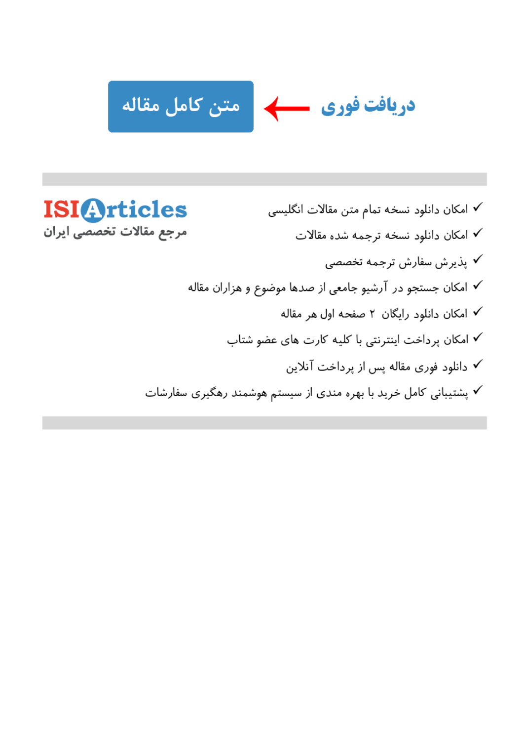دریافت فوری ← متن کامل مقاله

**ISIArticles**
مرجع مقالات تخصصی ایران

- ✓ امکان دانلود نسخه تمام متن مقالات انگلیسی
- ✓ امکان دانلود نسخه ترجمه شده مقالات
- ✓ پذیرش سفارش ترجمه تخصصی
- ✓ امکان جستجو در آرشیو جامعی از صدها موضوع و هزاران مقاله
- ✓ امکان دانلود رایگان ۲ صفحه اول هر مقاله
- ✓ امکان پرداخت اینترنتی با کلیه کارت های عضو شتاب
- ✓ دانلود فوری مقاله پس از پرداخت آنلاین
- ✓ پشتیبانی کامل خرید با بهره مندی از سیستم هوشمند رهگیری سفارشات